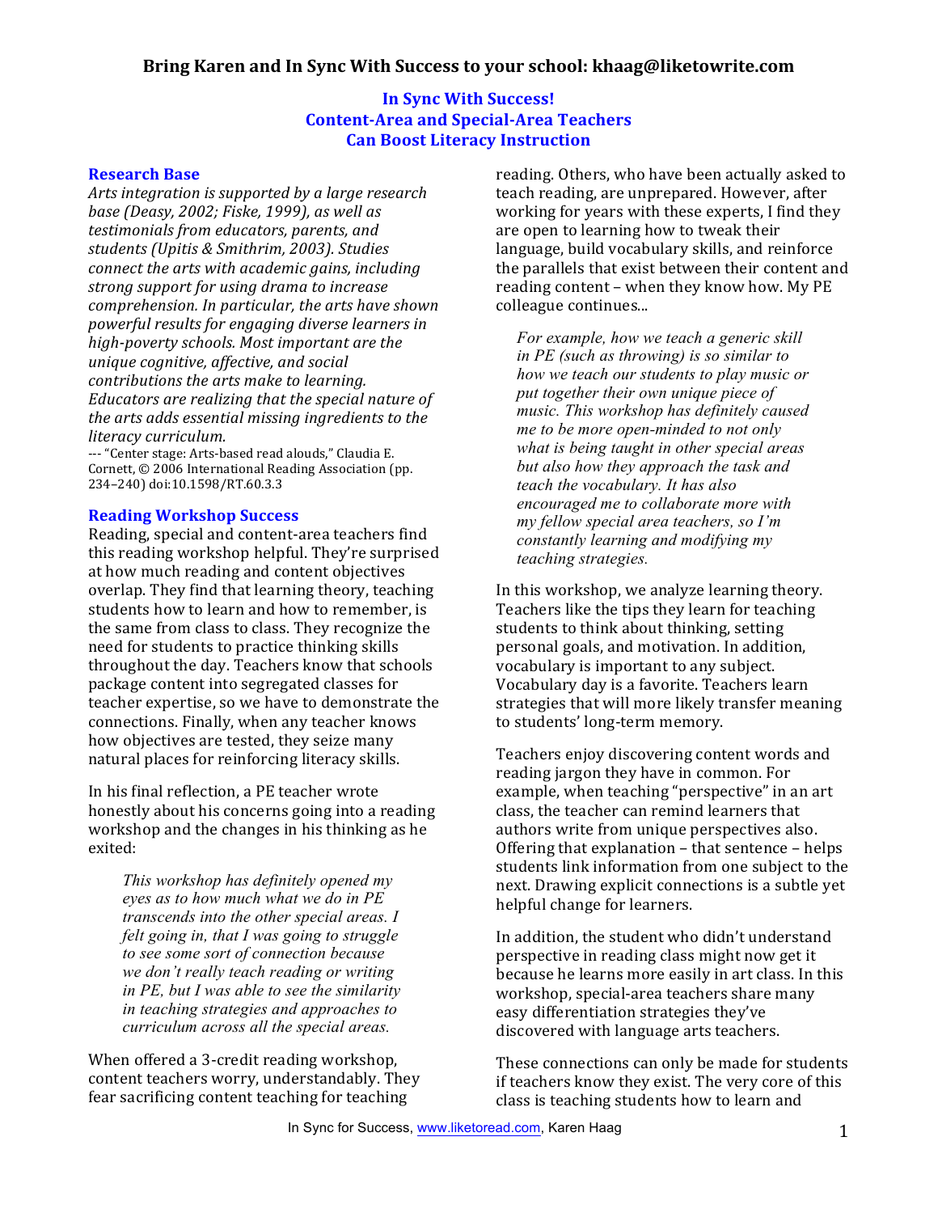**Bring Karen and In Sync With Success to your school: khaag@liketowrite.com**

# In Sync With Success! Content-Area and Special-Area Teachers Can Boost Literacy Instruction

## Research Base

*Arts integration is supported by a large research base (Deasy, 2002; Fiske, 1999), as well as testimonials from educators, parents, and students (Upitis & Smithrim, 2003). Studies connect the arts with academic gains, including strong support for using drama to increase comprehension. In particular, the arts have shown powerful results for engaging diverse learners in high-poverty schools. Most important are the unique cognitive, affective, and social contributions the arts make to learning. Educators are realizing that the special nature of the arts adds essential missing ingredients to the literacy curriculum.*

--- "Center stage: Arts-based read alouds," Claudia E. Cornett, © 2006 International Reading Association (pp. 234–240) doi:10.1598/RT.60.3.3

## Reading Workshop Success

Reading, special and content-area teachers find this reading workshop helpful. They're surprised at how much reading and content objectives overlap. They find that learning theory, teaching students how to learn and how to remember, is the same from class to class. They recognize the need for students to practice thinking skills throughout the day. Teachers know that schools package content into segregated classes for teacher expertise, so we have to demonstrate the connections. Finally, when any teacher knows how objectives are tested, they seize many natural places for reinforcing literacy skills.

In his final reflection, a PE teacher wrote honestly about his concerns going into a reading workshop and the changes in his thinking as he exited:

> *This workshop has definitely opened my eyes as to how much what we do in PE transcends into the other special areas. I felt going in, that I was going to struggle to see some sort of connection because we don't really teach reading or writing in PE, but I was able to see the similarity in teaching strategies and approaches to curriculum across all the special areas.*

When offered a 3-credit reading workshop, content teachers worry, understandably. They fear sacrificing content teaching for teaching reading. Others, who have been actually asked to teach reading, are unprepared. However, after working for years with these experts, I find they are open to learning how to tweak their language, build vocabulary skills, and reinforce the parallels that exist between their content and reading content – when they know how. My PE colleague continues...

> *For example, how we teach a generic skill in PE (such as throwing) is so similar to how we teach our students to play music or put together their own unique piece of music. This workshop has definitely caused me to be more open-minded to not only what is being taught in other special areas but also how they approach the task and teach the vocabulary. It has also encouraged me to collaborate more with my fellow special area teachers, so I'm constantly learning and modifying my teaching strategies.*

In this workshop, we analyze learning theory. Teachers like the tips they learn for teaching students to think about thinking, setting personal goals, and motivation. In addition, vocabulary is important to any subject. Vocabulary day is a favorite. Teachers learn strategies that will more likely transfer meaning to students' long-term memory.

Teachers enjoy discovering content words and reading jargon they have in common. For example, when teaching "perspective" in an art class, the teacher can remind learners that authors write from unique perspectives also. Offering that explanation – that sentence – helps students link information from one subject to the next. Drawing explicit connections is a subtle yet helpful change for learners.

In addition, the student who didn't understand perspective in reading class might now get it because he learns more easily in art class. In this workshop, special-area teachers share many easy differentiation strategies they've discovered with language arts teachers.

These connections can only be made for students if teachers know they exist. The very core of this class is teaching students how to learn and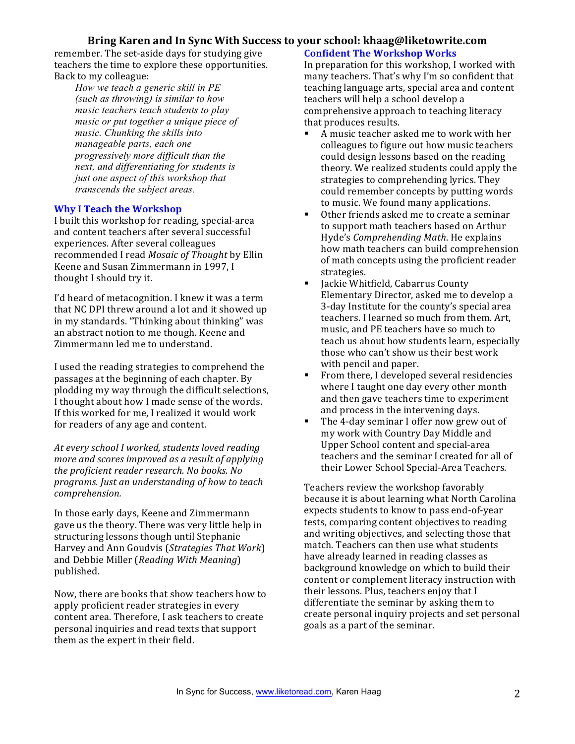remember. The set-aside days for studying give teachers the time to explore these opportunities. Back to my colleague:

> *How we teach a generic skill in PE (such as throwing) is similar to how music teachers teach students to play music or put together a unique piece of music. Chunking the skills into manageable parts, each one progressively more difficult than the next, and differentiating for students is just one aspect of this workshop that transcends the subject areas.*

### Why I Teach the Workshop

I built this workshop for reading, special-area and content teachers after several successful experiences. After several colleagues recommended I read *Mosaic of Thought* by Ellin Keene and Susan Zimmermann in 1997, I thought I should try it.

I'd heard of metacognition. I knew it was a term that NC DPI threw around a lot and it showed up in my standards. "Thinking about thinking" was an abstract notion to me though. Keene and Zimmermann led me to understand.

I used the reading strategies to comprehend the passages at the beginning of each chapter. By plodding my way through the difficult selections, I thought about how I made sense of the words. If this worked for me, I realized it would work for readers of any age and content.

*At every school I worked, students loved reading more and scores improved as a result of applying the proficient reader research. No books. No programs. Just an understanding of how to teach comprehension.*

In those early days, Keene and Zimmermann gave us the theory. There was very little help in structuring lessons though until Stephanie Harvey and Ann Goudvis (*Strategies That Work*) and Debbie Miller (*Reading With Meaning*) published.

Now, there are books that show teachers how to apply proficient reader strategies in every content area. Therefore, I ask teachers to create personal inquiries and read texts that support them as the expert in their field.

### Confident The Workshop Works

In preparation for this workshop, I worked with many teachers. That's why I'm so confident that teaching language arts, special area and content teachers will help a school develop a comprehensive approach to teaching literacy that produces results.

- A music teacher asked me to work with her colleagues to figure out how music teachers could design lessons based on the reading theory. We realized students could apply the strategies to comprehending lyrics. They could remember concepts by putting words to music. We found many applications.
- Other friends asked me to create a seminar to support math teachers based on Arthur Hyde's *Comprehending Math*. He explains how math teachers can build comprehension of math concepts using the proficient reader strategies.
- Jackie Whitfield, Cabarrus County Elementary Director, asked me to develop a 3-day Institute for the county's special area teachers. I learned so much from them. Art, music, and PE teachers have so much to teach us about how students learn, especially those who can't show us their best work with pencil and paper.
- From there, I developed several residencies where I taught one day every other month and then gave teachers time to experiment and process in the intervening days.
- The 4-day seminar I offer now grew out of my work with Country Day Middle and Upper School content and special-area teachers and the seminar I created for all of their Lower School Special-Area Teachers.

Teachers review the workshop favorably because it is about learning what North Carolina expects students to know to pass end-of-year tests, comparing content objectives to reading and writing objectives, and selecting those that match. Teachers can then use what students have already learned in reading classes as background knowledge on which to build their content or complement literacy instruction with their lessons. Plus, teachers enjoy that I differentiate the seminar by asking them to create personal inquiry projects and set personal goals as a part of the seminar.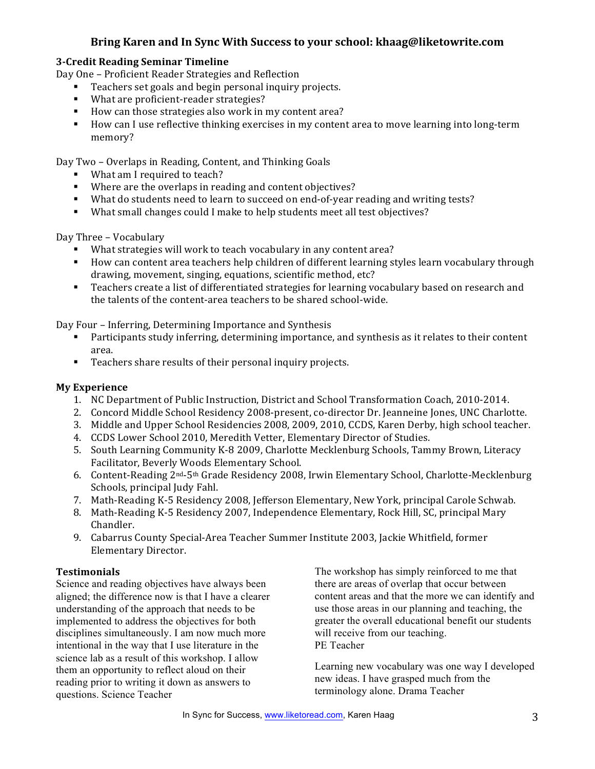**Bring Karen and In Sync With Success to your school: khaag@liketowrite.com**

### 3-Credit Reading Seminar Timeline

Day One – Proficient Reader Strategies and Reflection

- Teachers set goals and begin personal inquiry projects.
- What are proficient-reader strategies?
- How can those strategies also work in my content area?
- How can I use reflective thinking exercises in my content area to move learning into long-term memory?

Day Two – Overlaps in Reading, Content, and Thinking Goals

- What am I required to teach?
- Where are the overlaps in reading and content objectives?
- What do students need to learn to succeed on end-of-year reading and writing tests?
- What small changes could I make to help students meet all test objectives?

Day Three – Vocabulary

- What strategies will work to teach vocabulary in any content area?
- How can content area teachers help children of different learning styles learn vocabulary through drawing, movement, singing, equations, scientific method, etc?
- Teachers create a list of differentiated strategies for learning vocabulary based on research and the talents of the content-area teachers to be shared school-wide.

Day Four – Inferring, Determining Importance and Synthesis

- Participants study inferring, determining importance, and synthesis as it relates to their content area.
- Teachers share results of their personal inquiry projects.

### My Experience

1. NC Department of Public Instruction, District and School Transformation Coach, 2010-2014.
2. Concord Middle School Residency 2008-present, co-director Dr. Jeanneine Jones, UNC Charlotte.
3. Middle and Upper School Residencies 2008, 2009, 2010, CCDS, Karen Derby, high school teacher.
4. CCDS Lower School 2010, Meredith Vetter, Elementary Director of Studies.
5. South Learning Community K-8 2009, Charlotte Mecklenburg Schools, Tammy Brown, Literacy Facilitator, Beverly Woods Elementary School.
6. Content-Reading 2nd-5th Grade Residency 2008, Irwin Elementary School, Charlotte-Mecklenburg Schools, principal Judy Fahl.
7. Math-Reading K-5 Residency 2008, Jefferson Elementary, New York, principal Carole Schwab.
8. Math-Reading K-5 Residency 2007, Independence Elementary, Rock Hill, SC, principal Mary Chandler.
9. Cabarrus County Special-Area Teacher Summer Institute 2003, Jackie Whitfield, former Elementary Director.

### Testimonials

Science and reading objectives have always been aligned; the difference now is that I have a clearer understanding of the approach that needs to be implemented to address the objectives for both disciplines simultaneously. I am now much more intentional in the way that I use literature in the science lab as a result of this workshop. I allow them an opportunity to reflect aloud on their reading prior to writing it down as answers to questions. Science Teacher

The workshop has simply reinforced to me that there are areas of overlap that occur between content areas and that the more we can identify and use those areas in our planning and teaching, the greater the overall educational benefit our students will receive from our teaching.
PE Teacher

Learning new vocabulary was one way I developed new ideas. I have grasped much from the terminology alone. Drama Teacher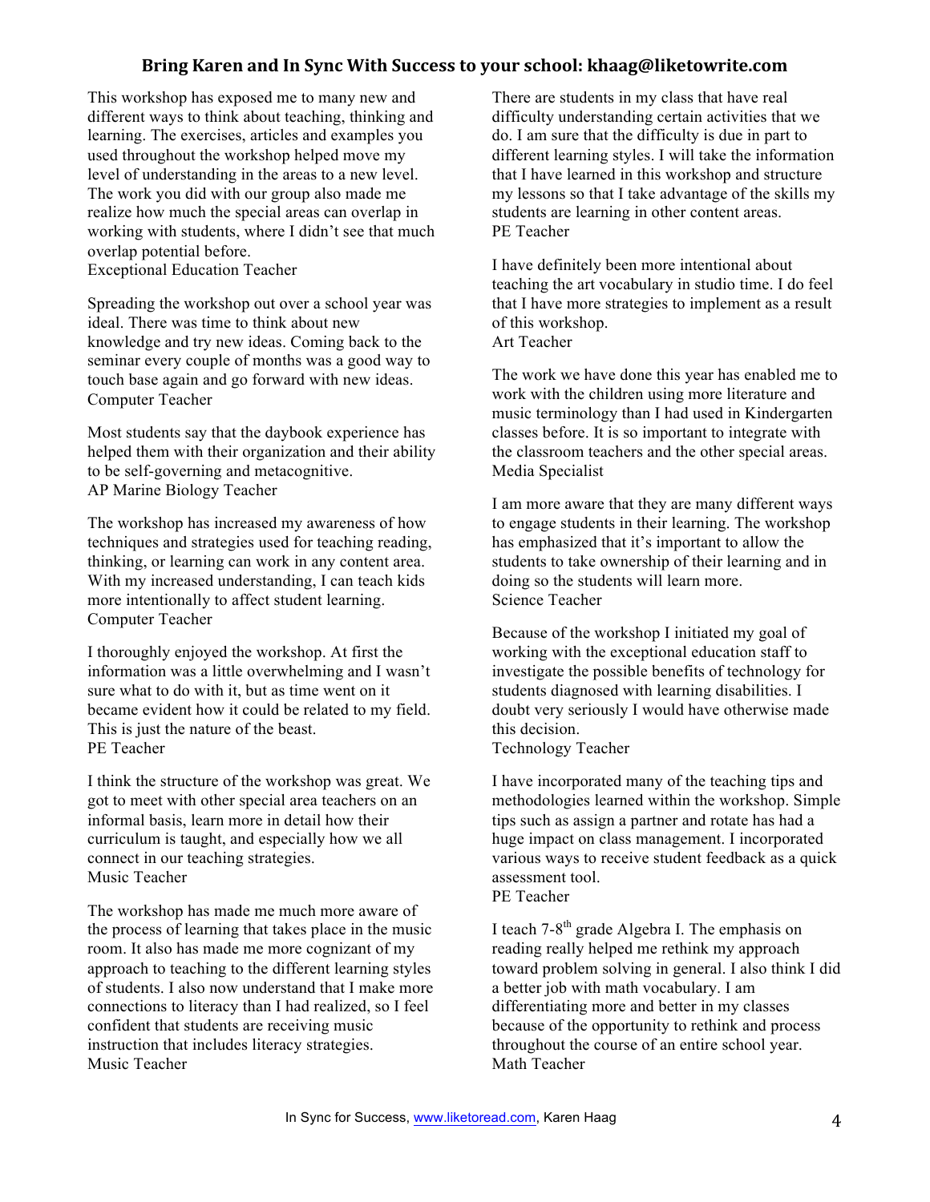This workshop has exposed me to many new and different ways to think about teaching, thinking and learning. The exercises, articles and examples you used throughout the workshop helped move my level of understanding in the areas to a new level. The work you did with our group also made me realize how much the special areas can overlap in working with students, where I didn't see that much overlap potential before.
Exceptional Education Teacher

Spreading the workshop out over a school year was ideal. There was time to think about new knowledge and try new ideas. Coming back to the seminar every couple of months was a good way to touch base again and go forward with new ideas.
Computer Teacher

Most students say that the daybook experience has helped them with their organization and their ability to be self-governing and metacognitive.
AP Marine Biology Teacher

The workshop has increased my awareness of how techniques and strategies used for teaching reading, thinking, or learning can work in any content area. With my increased understanding, I can teach kids more intentionally to affect student learning.
Computer Teacher

I thoroughly enjoyed the workshop. At first the information was a little overwhelming and I wasn't sure what to do with it, but as time went on it became evident how it could be related to my field. This is just the nature of the beast.
PE Teacher

I think the structure of the workshop was great. We got to meet with other special area teachers on an informal basis, learn more in detail how their curriculum is taught, and especially how we all connect in our teaching strategies.
Music Teacher

The workshop has made me much more aware of the process of learning that takes place in the music room. It also has made me more cognizant of my approach to teaching to the different learning styles of students. I also now understand that I make more connections to literacy than I had realized, so I feel confident that students are receiving music instruction that includes literacy strategies.
Music Teacher

There are students in my class that have real difficulty understanding certain activities that we do. I am sure that the difficulty is due in part to different learning styles. I will take the information that I have learned in this workshop and structure my lessons so that I take advantage of the skills my students are learning in other content areas.
PE Teacher

I have definitely been more intentional about teaching the art vocabulary in studio time. I do feel that I have more strategies to implement as a result of this workshop.
Art Teacher

The work we have done this year has enabled me to work with the children using more literature and music terminology than I had used in Kindergarten classes before. It is so important to integrate with the classroom teachers and the other special areas.
Media Specialist

I am more aware that they are many different ways to engage students in their learning. The workshop has emphasized that it's important to allow the students to take ownership of their learning and in doing so the students will learn more.
Science Teacher

Because of the workshop I initiated my goal of working with the exceptional education staff to investigate the possible benefits of technology for students diagnosed with learning disabilities. I doubt very seriously I would have otherwise made this decision.
Technology Teacher

I have incorporated many of the teaching tips and methodologies learned within the workshop. Simple tips such as assign a partner and rotate has had a huge impact on class management. I incorporated various ways to receive student feedback as a quick assessment tool.
PE Teacher

I teach 7-8th grade Algebra I. The emphasis on reading really helped me rethink my approach toward problem solving in general. I also think I did a better job with math vocabulary. I am differentiating more and better in my classes because of the opportunity to rethink and process throughout the course of an entire school year.
Math Teacher